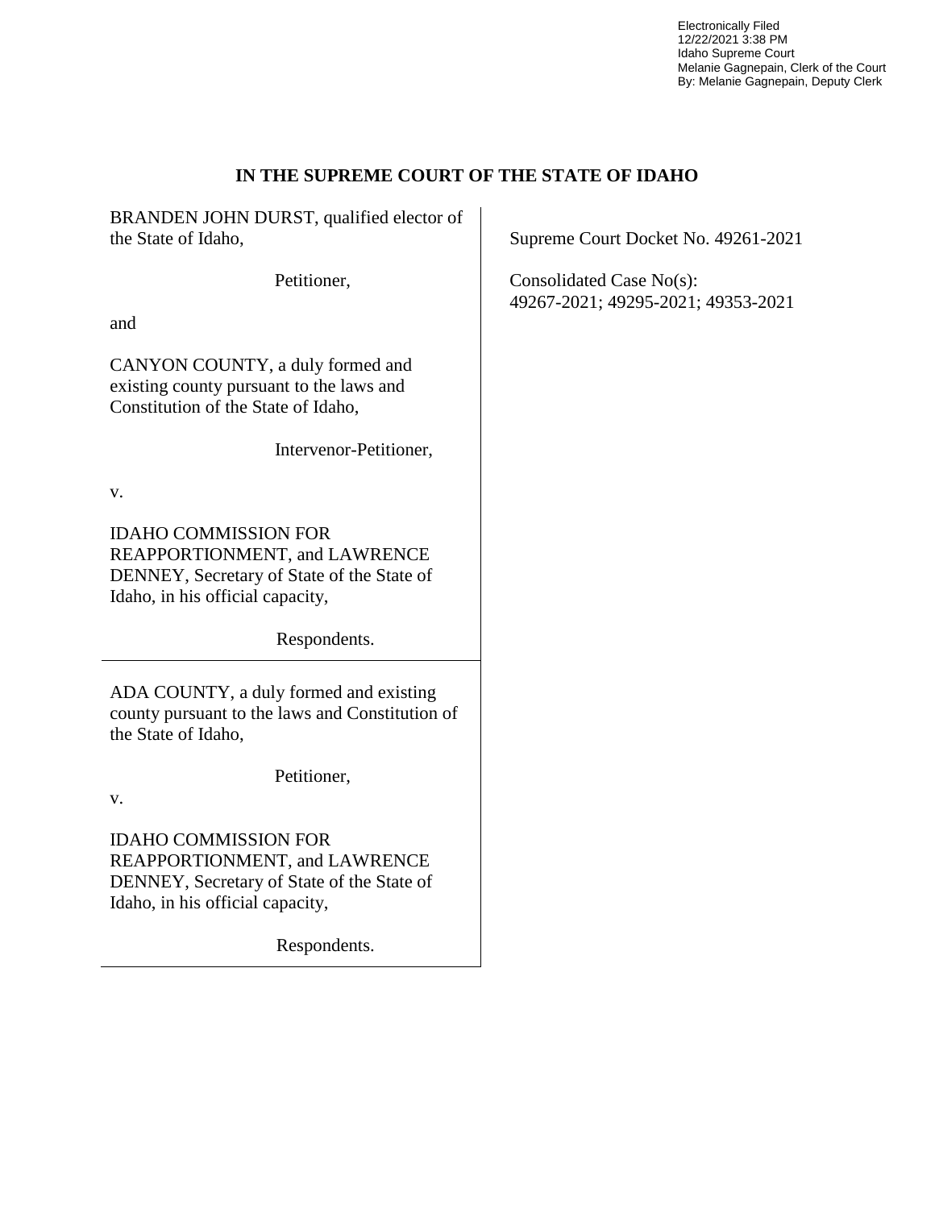Electronically Filed
12/22/2021 3:38 PM
Idaho Supreme Court
Melanie Gagnepain, Clerk of the Court
By: Melanie Gagnepain, Deputy Clerk

## IN THE SUPREME COURT OF THE STATE OF IDAHO

BRANDEN JOHN DURST, qualified elector of the State of Idaho,

Petitioner,

and

CANYON COUNTY, a duly formed and existing county pursuant to the laws and Constitution of the State of Idaho,

Intervenor-Petitioner,

v.

IDAHO COMMISSION FOR REAPPORTIONMENT, and LAWRENCE DENNEY, Secretary of State of the State of Idaho, in his official capacity,

Respondents.

---

ADA COUNTY, a duly formed and existing county pursuant to the laws and Constitution of the State of Idaho,

Petitioner,

v.

IDAHO COMMISSION FOR REAPPORTIONMENT, and LAWRENCE DENNEY, Secretary of State of the State of Idaho, in his official capacity,

Respondents.

---

Supreme Court Docket No. 49261-2021

Consolidated Case No(s):
49267-2021; 49295-2021; 49353-2021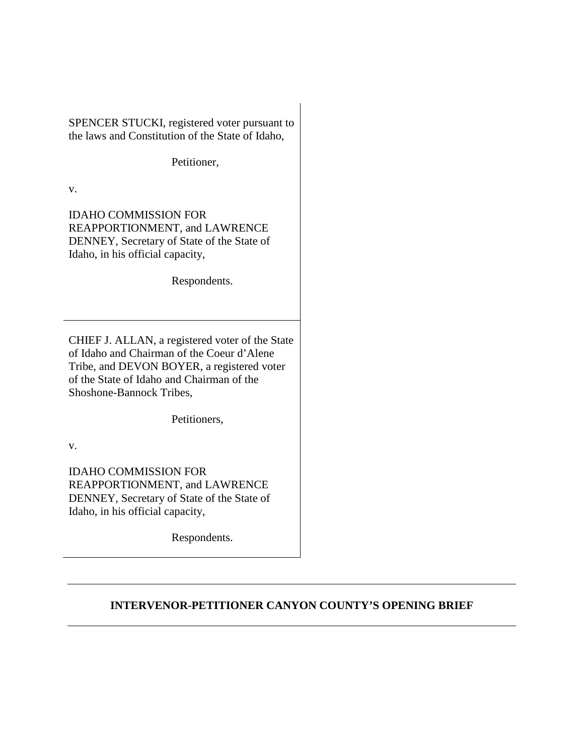SPENCER STUCKI, registered voter pursuant to the laws and Constitution of the State of Idaho,

Petitioner,

v.

IDAHO COMMISSION FOR REAPPORTIONMENT, and LAWRENCE DENNEY, Secretary of State of the State of Idaho, in his official capacity,

Respondents.

---

CHIEF J. ALLAN, a registered voter of the State of Idaho and Chairman of the Coeur d'Alene Tribe, and DEVON BOYER, a registered voter of the State of Idaho and Chairman of the Shoshone-Bannock Tribes,

Petitioners,

v.

IDAHO COMMISSION FOR REAPPORTIONMENT, and LAWRENCE DENNEY, Secretary of State of the State of Idaho, in his official capacity,

Respondents.

---

**INTERVENOR-PETITIONER CANYON COUNTY'S OPENING BRIEF**

---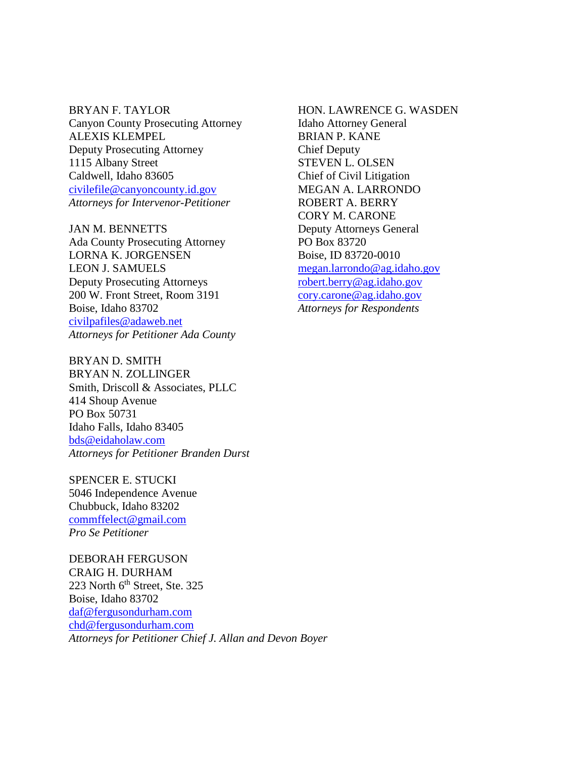BRYAN F. TAYLOR
Canyon County Prosecuting Attorney
ALEXIS KLEMPEL
Deputy Prosecuting Attorney
1115 Albany Street
Caldwell, Idaho 83605
civilefile@canyoncounty.id.gov
*Attorneys for Intervenor-Petitioner*

JAN M. BENNETTS
Ada County Prosecuting Attorney
LORNA K. JORGENSEN
LEON J. SAMUELS
Deputy Prosecuting Attorneys
200 W. Front Street, Room 3191
Boise, Idaho 83702
civilpafiles@adaweb.net
*Attorneys for Petitioner Ada County*

BRYAN D. SMITH
BRYAN N. ZOLLINGER
Smith, Driscoll & Associates, PLLC
414 Shoup Avenue
PO Box 50731
Idaho Falls, Idaho 83405
bds@eidaholaw.com
*Attorneys for Petitioner Branden Durst*

SPENCER E. STUCKI
5046 Independence Avenue
Chubbuck, Idaho 83202
commffelect@gmail.com
*Pro Se Petitioner*

DEBORAH FERGUSON
CRAIG H. DURHAM
223 North 6th Street, Ste. 325
Boise, Idaho 83702
daf@fergusondurham.com
chd@fergusondurham.com
*Attorneys for Petitioner Chief J. Allan and Devon Boyer*

HON. LAWRENCE G. WASDEN
Idaho Attorney General
BRIAN P. KANE
Chief Deputy
STEVEN L. OLSEN
Chief of Civil Litigation
MEGAN A. LARRONDO
ROBERT A. BERRY
CORY M. CARONE
Deputy Attorneys General
PO Box 83720
Boise, ID 83720-0010
megan.larrondo@ag.idaho.gov
robert.berry@ag.idaho.gov
cory.carone@ag.idaho.gov
*Attorneys for Respondents*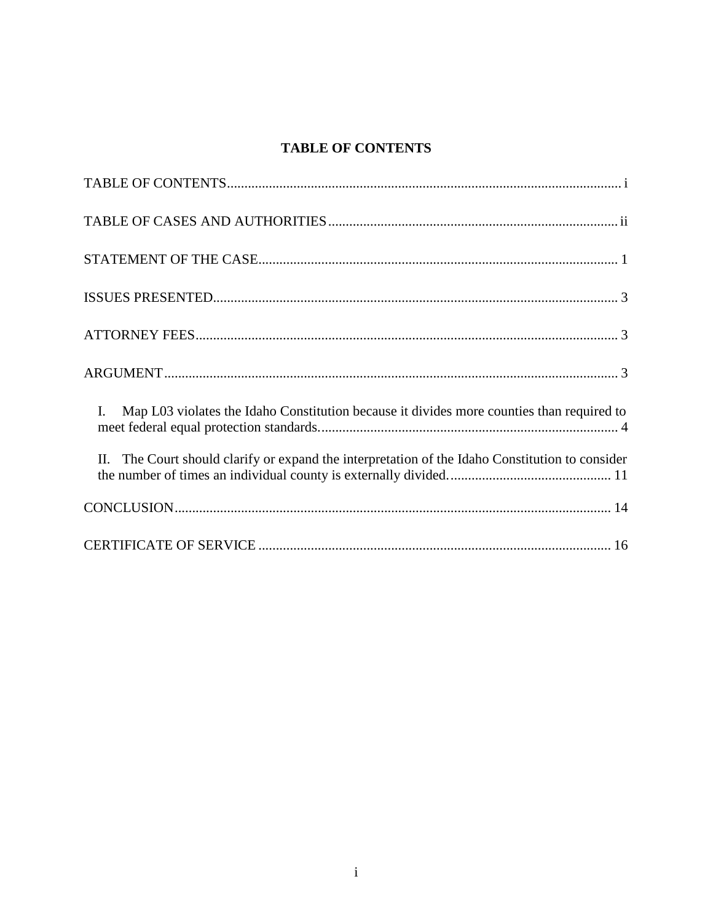# TABLE OF CONTENTS

TABLE OF CONTENTS ..... i

TABLE OF CASES AND AUTHORITIES ..... ii

STATEMENT OF THE CASE ..... 1

ISSUES PRESENTED ..... 3

ATTORNEY FEES ..... 3

ARGUMENT ..... 3

- I. Map L03 violates the Idaho Constitution because it divides more counties than required to meet federal equal protection standards. ..... 4
- II. The Court should clarify or expand the interpretation of the Idaho Constitution to consider the number of times an individual county is externally divided. ..... 11

CONCLUSION ..... 14

CERTIFICATE OF SERVICE ..... 16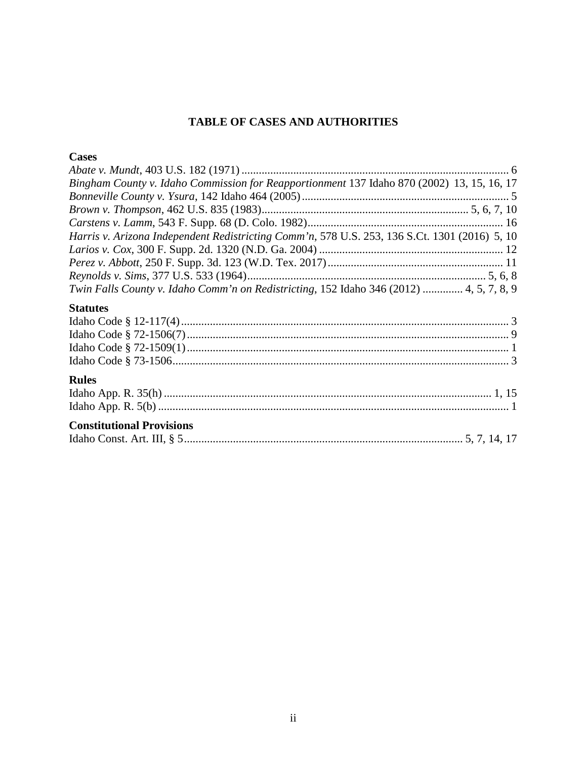# TABLE OF CASES AND AUTHORITIES

## Cases

*Abate v. Mundt*, 403 U.S. 182 (1971) ............................................................................................ 6
*Bingham County v. Idaho Commission for Reapportionment* 137 Idaho 870 (2002) 13, 15, 16, 17
*Bonneville County v. Ysura*, 142 Idaho 464 (2005) ........................................................................ 5
*Brown v. Thompson*, 462 U.S. 835 (1983)........................................................................ 5, 6, 7, 10
*Carstens v. Lamm*, 543 F. Supp. 68 (D. Colo. 1982)..................................................................... 16
*Harris v. Arizona Independent Redistricting Comm'n*, 578 U.S. 253, 136 S.Ct. 1301 (2016) 5, 10
*Larios v. Cox*, 300 F. Supp. 2d. 1320 (N.D. Ga. 2004) ................................................................ 12
*Perez v. Abbott*, 250 F. Supp. 3d. 123 (W.D. Tex. 2017)............................................................. 11
*Reynolds v. Sims*, 377 U.S. 533 (1964)................................................................................... 5, 6, 8
*Twin Falls County v. Idaho Comm'n on Redistricting*, 152 Idaho 346 (2012) ............. 4, 5, 7, 8, 9

## Statutes

Idaho Code § 12-117(4).................................................................................................................. 3
Idaho Code § 72-1506(7)................................................................................................................ 9
Idaho Code § 72-1509(1)................................................................................................................ 1
Idaho Code § 73-1506..................................................................................................................... 3

## Rules

Idaho App. R. 35(h) .................................................................................................................. 1, 15
Idaho App. R. 5(b) .......................................................................................................................... 1

## Constitutional Provisions

Idaho Const. Art. III, § 5................................................................................................ 5, 7, 14, 17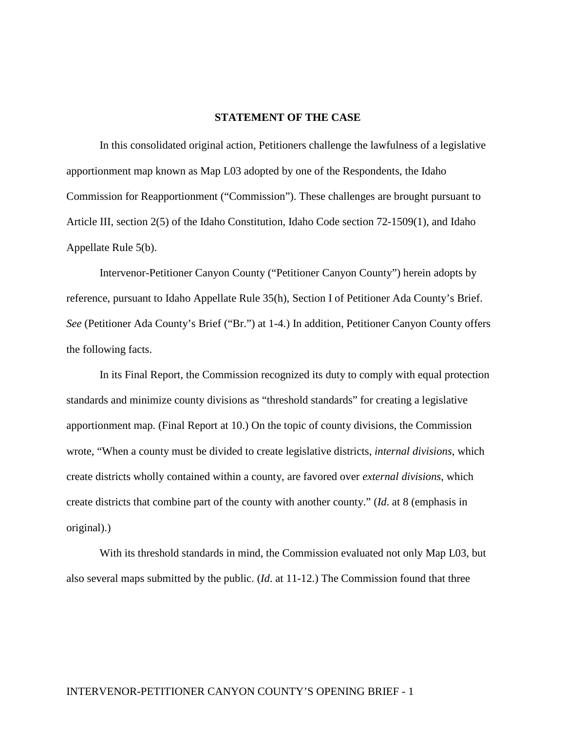## STATEMENT OF THE CASE

In this consolidated original action, Petitioners challenge the lawfulness of a legislative apportionment map known as Map L03 adopted by one of the Respondents, the Idaho Commission for Reapportionment ("Commission"). These challenges are brought pursuant to Article III, section 2(5) of the Idaho Constitution, Idaho Code section 72-1509(1), and Idaho Appellate Rule 5(b).

Intervenor-Petitioner Canyon County ("Petitioner Canyon County") herein adopts by reference, pursuant to Idaho Appellate Rule 35(h), Section I of Petitioner Ada County's Brief. *See* (Petitioner Ada County's Brief ("Br.") at 1-4.) In addition, Petitioner Canyon County offers the following facts.

In its Final Report, the Commission recognized its duty to comply with equal protection standards and minimize county divisions as "threshold standards" for creating a legislative apportionment map. (Final Report at 10.) On the topic of county divisions, the Commission wrote, "When a county must be divided to create legislative districts, *internal divisions*, which create districts wholly contained within a county, are favored over *external divisions*, which create districts that combine part of the county with another county." (*Id*. at 8 (emphasis in original).)

With its threshold standards in mind, the Commission evaluated not only Map L03, but also several maps submitted by the public. (*Id*. at 11-12.) The Commission found that three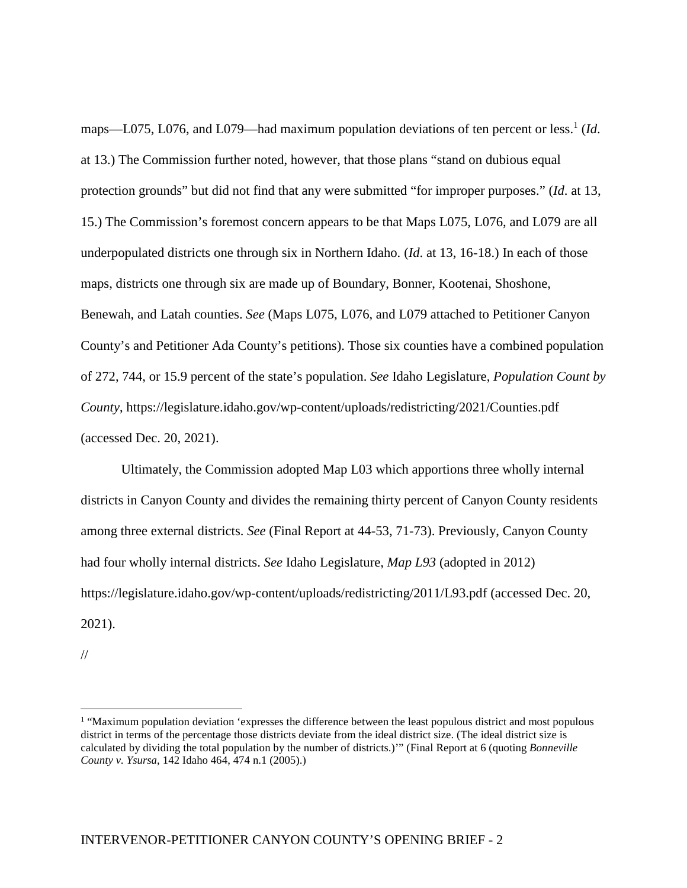maps—L075, L076, and L079—had maximum population deviations of ten percent or less.[1] (*Id*. at 13.) The Commission further noted, however, that those plans "stand on dubious equal protection grounds" but did not find that any were submitted "for improper purposes." (*Id*. at 13, 15.) The Commission's foremost concern appears to be that Maps L075, L076, and L079 are all underpopulated districts one through six in Northern Idaho. (*Id*. at 13, 16-18.) In each of those maps, districts one through six are made up of Boundary, Bonner, Kootenai, Shoshone, Benewah, and Latah counties. *See* (Maps L075, L076, and L079 attached to Petitioner Canyon County's and Petitioner Ada County's petitions). Those six counties have a combined population of 272, 744, or 15.9 percent of the state's population. *See* Idaho Legislature, *Population Count by County*, https://legislature.idaho.gov/wp-content/uploads/redistricting/2021/Counties.pdf (accessed Dec. 20, 2021).

Ultimately, the Commission adopted Map L03 which apportions three wholly internal districts in Canyon County and divides the remaining thirty percent of Canyon County residents among three external districts. *See* (Final Report at 44-53, 71-73). Previously, Canyon County had four wholly internal districts. *See* Idaho Legislature, *Map L93* (adopted in 2012) https://legislature.idaho.gov/wp-content/uploads/redistricting/2011/L93.pdf (accessed Dec. 20, 2021).

//

---

[1] "Maximum population deviation 'expresses the difference between the least populous district and most populous district in terms of the percentage those districts deviate from the ideal district size. (The ideal district size is calculated by dividing the total population by the number of districts.)'" (Final Report at 6 (quoting *Bonneville County v. Ysursa*, 142 Idaho 464, 474 n.1 (2005).)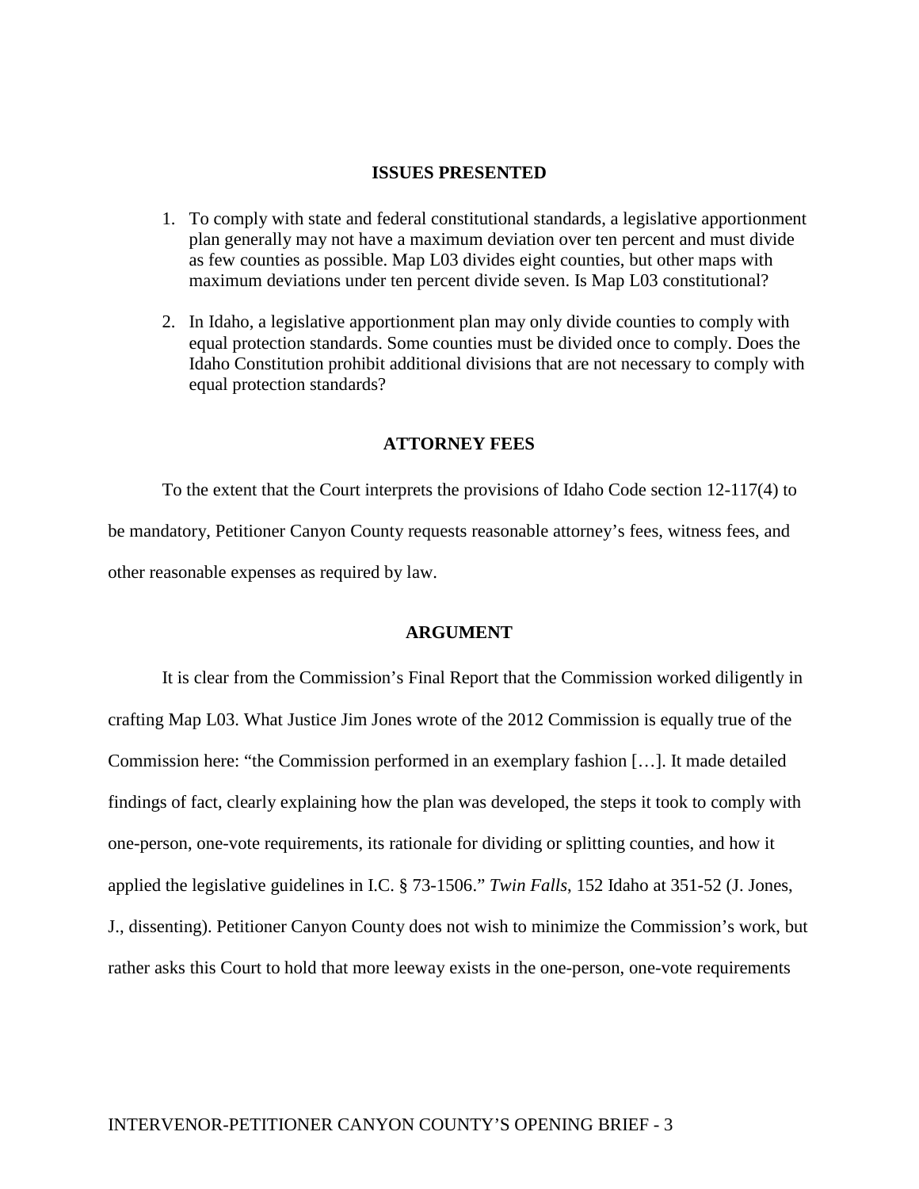## ISSUES PRESENTED

1. To comply with state and federal constitutional standards, a legislative apportionment plan generally may not have a maximum deviation over ten percent and must divide as few counties as possible. Map L03 divides eight counties, but other maps with maximum deviations under ten percent divide seven. Is Map L03 constitutional?

2. In Idaho, a legislative apportionment plan may only divide counties to comply with equal protection standards. Some counties must be divided once to comply. Does the Idaho Constitution prohibit additional divisions that are not necessary to comply with equal protection standards?

## ATTORNEY FEES

To the extent that the Court interprets the provisions of Idaho Code section 12-117(4) to be mandatory, Petitioner Canyon County requests reasonable attorney's fees, witness fees, and other reasonable expenses as required by law.

## ARGUMENT

It is clear from the Commission's Final Report that the Commission worked diligently in crafting Map L03. What Justice Jim Jones wrote of the 2012 Commission is equally true of the Commission here: "the Commission performed in an exemplary fashion […]. It made detailed findings of fact, clearly explaining how the plan was developed, the steps it took to comply with one-person, one-vote requirements, its rationale for dividing or splitting counties, and how it applied the legislative guidelines in I.C. § 73-1506." *Twin Falls*, 152 Idaho at 351-52 (J. Jones, J., dissenting). Petitioner Canyon County does not wish to minimize the Commission's work, but rather asks this Court to hold that more leeway exists in the one-person, one-vote requirements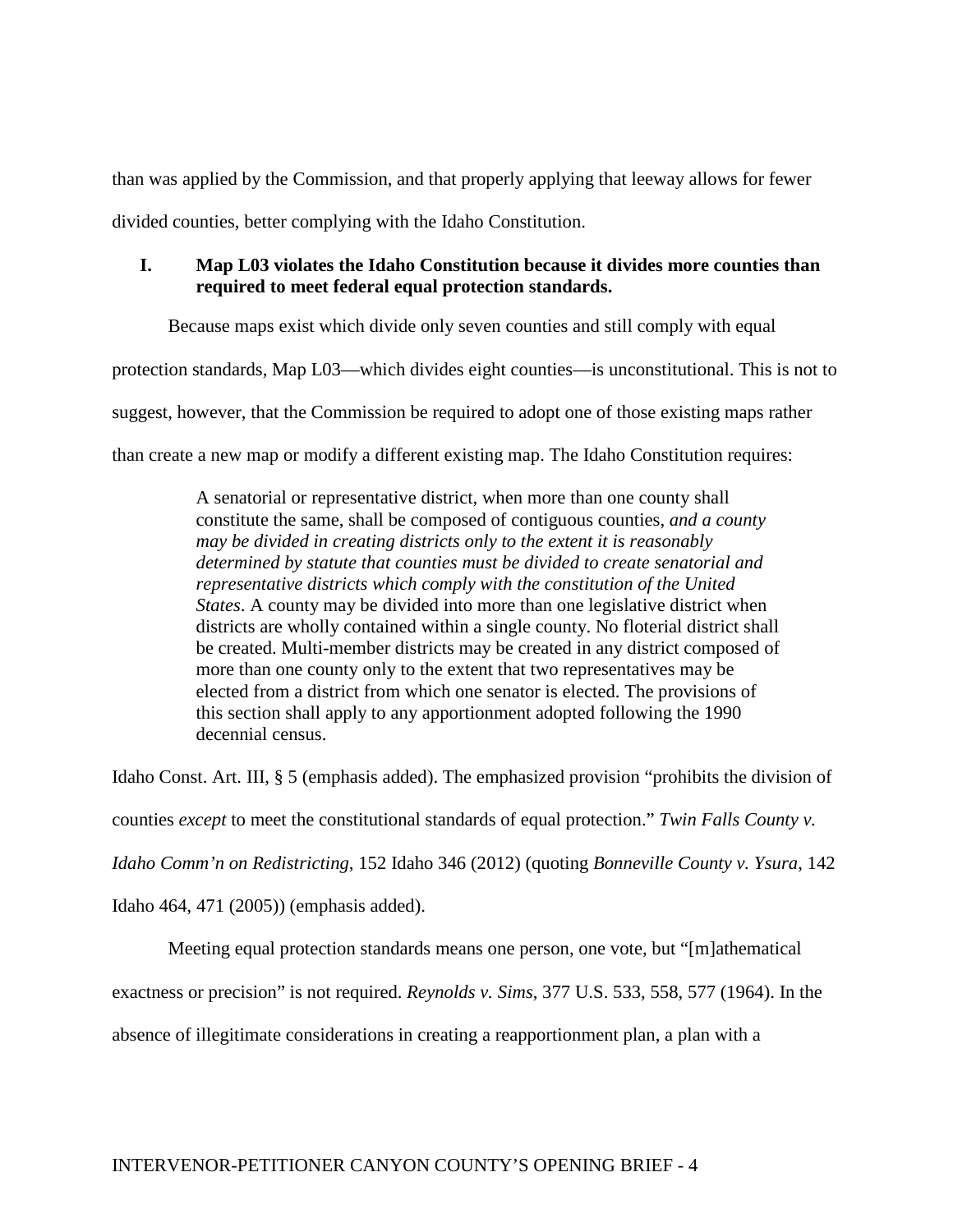than was applied by the Commission, and that properly applying that leeway allows for fewer divided counties, better complying with the Idaho Constitution.

## I. Map L03 violates the Idaho Constitution because it divides more counties than required to meet federal equal protection standards.

Because maps exist which divide only seven counties and still comply with equal protection standards, Map L03—which divides eight counties—is unconstitutional. This is not to suggest, however, that the Commission be required to adopt one of those existing maps rather than create a new map or modify a different existing map. The Idaho Constitution requires:

> A senatorial or representative district, when more than one county shall constitute the same, shall be composed of contiguous counties, *and a county may be divided in creating districts only to the extent it is reasonably determined by statute that counties must be divided to create senatorial and representative districts which comply with the constitution of the United States*. A county may be divided into more than one legislative district when districts are wholly contained within a single county. No floterial district shall be created. Multi-member districts may be created in any district composed of more than one county only to the extent that two representatives may be elected from a district from which one senator is elected. The provisions of this section shall apply to any apportionment adopted following the 1990 decennial census.

Idaho Const. Art. III, § 5 (emphasis added). The emphasized provision "prohibits the division of counties *except* to meet the constitutional standards of equal protection." *Twin Falls County v. Idaho Comm'n on Redistricting*, 152 Idaho 346 (2012) (quoting *Bonneville County v. Ysura*, 142 Idaho 464, 471 (2005)) (emphasis added).

Meeting equal protection standards means one person, one vote, but "[m]athematical exactness or precision" is not required. *Reynolds v. Sims*, 377 U.S. 533, 558, 577 (1964). In the absence of illegitimate considerations in creating a reapportionment plan, a plan with a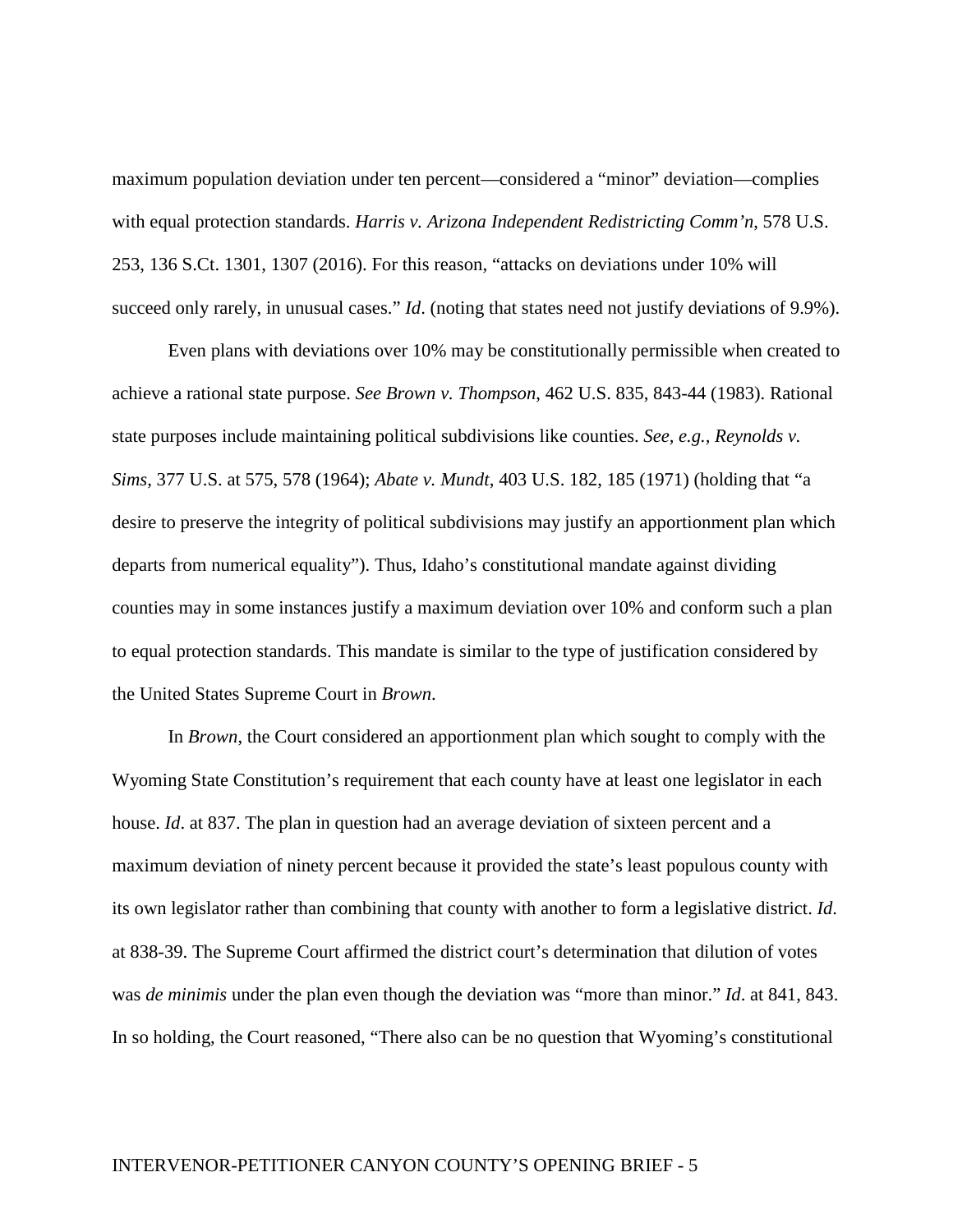maximum population deviation under ten percent—considered a "minor" deviation—complies with equal protection standards. *Harris v. Arizona Independent Redistricting Comm'n*, 578 U.S. 253, 136 S.Ct. 1301, 1307 (2016). For this reason, "attacks on deviations under 10% will succeed only rarely, in unusual cases." *Id*. (noting that states need not justify deviations of 9.9%).

Even plans with deviations over 10% may be constitutionally permissible when created to achieve a rational state purpose. *See Brown v. Thompson*, 462 U.S. 835, 843-44 (1983). Rational state purposes include maintaining political subdivisions like counties. *See, e.g., Reynolds v. Sims*, 377 U.S. at 575, 578 (1964); *Abate v. Mundt*, 403 U.S. 182, 185 (1971) (holding that "a desire to preserve the integrity of political subdivisions may justify an apportionment plan which departs from numerical equality"). Thus, Idaho's constitutional mandate against dividing counties may in some instances justify a maximum deviation over 10% and conform such a plan to equal protection standards. This mandate is similar to the type of justification considered by the United States Supreme Court in *Brown*.

In *Brown*, the Court considered an apportionment plan which sought to comply with the Wyoming State Constitution's requirement that each county have at least one legislator in each house. *Id*. at 837. The plan in question had an average deviation of sixteen percent and a maximum deviation of ninety percent because it provided the state's least populous county with its own legislator rather than combining that county with another to form a legislative district. *Id*. at 838-39. The Supreme Court affirmed the district court's determination that dilution of votes was *de minimis* under the plan even though the deviation was "more than minor." *Id*. at 841, 843. In so holding, the Court reasoned, "There also can be no question that Wyoming's constitutional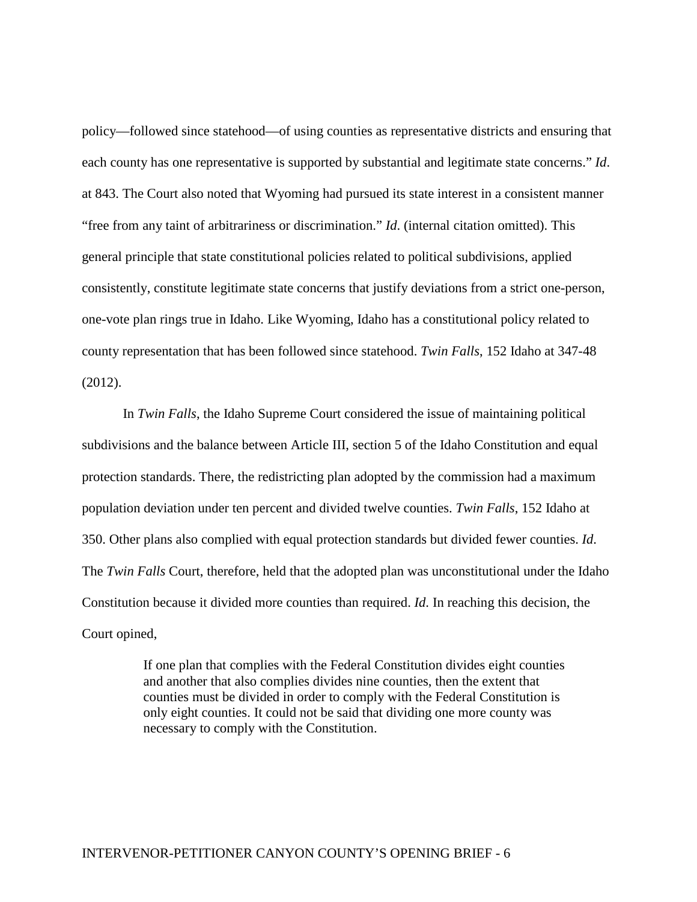policy—followed since statehood—of using counties as representative districts and ensuring that each county has one representative is supported by substantial and legitimate state concerns." *Id*. at 843. The Court also noted that Wyoming had pursued its state interest in a consistent manner "free from any taint of arbitrariness or discrimination." *Id*. (internal citation omitted). This general principle that state constitutional policies related to political subdivisions, applied consistently, constitute legitimate state concerns that justify deviations from a strict one-person, one-vote plan rings true in Idaho. Like Wyoming, Idaho has a constitutional policy related to county representation that has been followed since statehood. *Twin Falls*, 152 Idaho at 347-48 (2012).

In *Twin Falls*, the Idaho Supreme Court considered the issue of maintaining political subdivisions and the balance between Article III, section 5 of the Idaho Constitution and equal protection standards. There, the redistricting plan adopted by the commission had a maximum population deviation under ten percent and divided twelve counties. *Twin Falls*, 152 Idaho at 350. Other plans also complied with equal protection standards but divided fewer counties. *Id*. The *Twin Falls* Court, therefore, held that the adopted plan was unconstitutional under the Idaho Constitution because it divided more counties than required. *Id*. In reaching this decision, the Court opined,

> If one plan that complies with the Federal Constitution divides eight counties and another that also complies divides nine counties, then the extent that counties must be divided in order to comply with the Federal Constitution is only eight counties. It could not be said that dividing one more county was necessary to comply with the Constitution.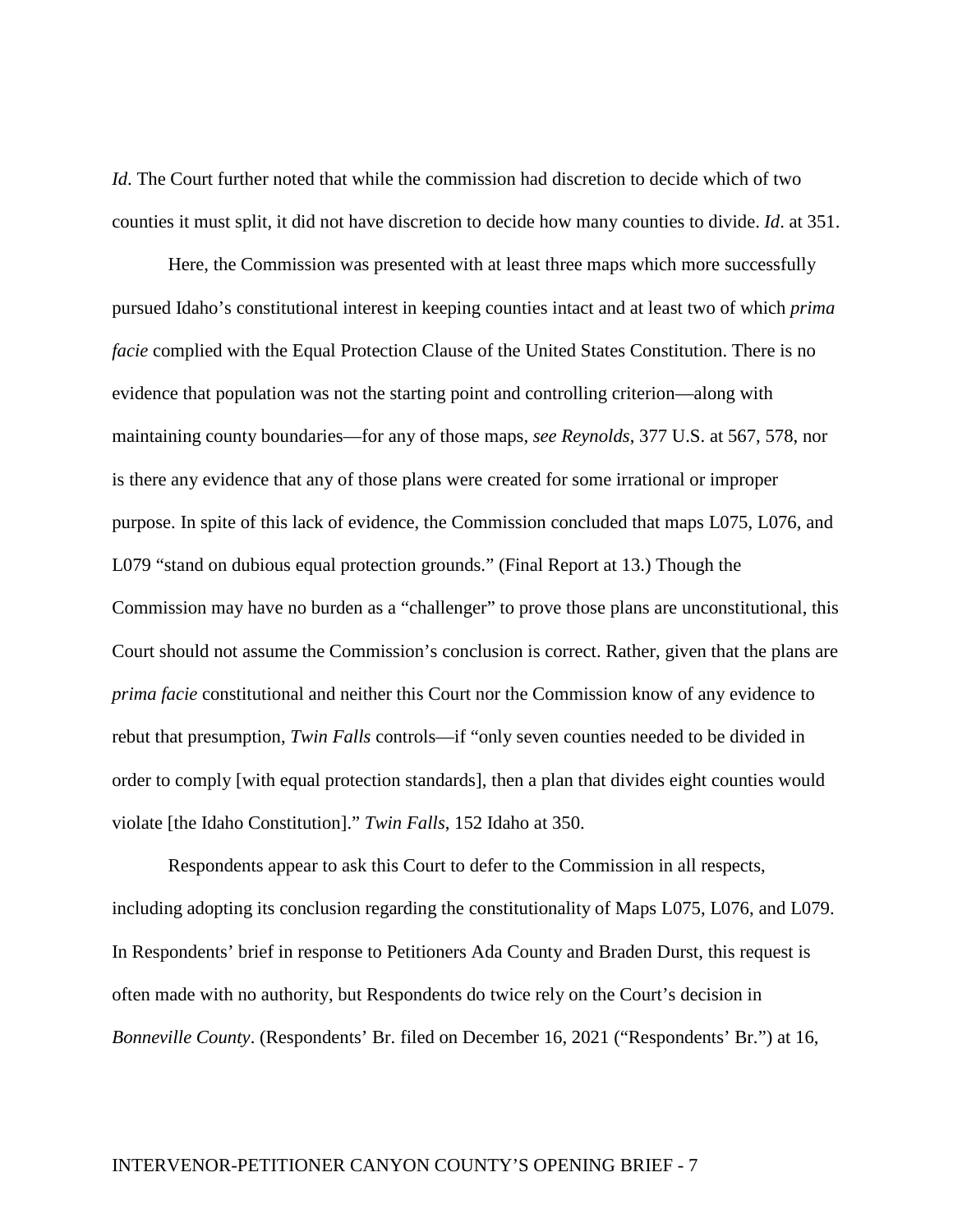*Id*. The Court further noted that while the commission had discretion to decide which of two counties it must split, it did not have discretion to decide how many counties to divide. *Id*. at 351.

Here, the Commission was presented with at least three maps which more successfully pursued Idaho's constitutional interest in keeping counties intact and at least two of which *prima facie* complied with the Equal Protection Clause of the United States Constitution. There is no evidence that population was not the starting point and controlling criterion—along with maintaining county boundaries—for any of those maps, *see Reynolds*, 377 U.S. at 567, 578, nor is there any evidence that any of those plans were created for some irrational or improper purpose. In spite of this lack of evidence, the Commission concluded that maps L075, L076, and L079 "stand on dubious equal protection grounds." (Final Report at 13.) Though the Commission may have no burden as a "challenger" to prove those plans are unconstitutional, this Court should not assume the Commission's conclusion is correct. Rather, given that the plans are *prima facie* constitutional and neither this Court nor the Commission know of any evidence to rebut that presumption, *Twin Falls* controls—if "only seven counties needed to be divided in order to comply [with equal protection standards], then a plan that divides eight counties would violate [the Idaho Constitution]." *Twin Falls*, 152 Idaho at 350.

Respondents appear to ask this Court to defer to the Commission in all respects, including adopting its conclusion regarding the constitutionality of Maps L075, L076, and L079. In Respondents' brief in response to Petitioners Ada County and Braden Durst, this request is often made with no authority, but Respondents do twice rely on the Court's decision in *Bonneville County*. (Respondents' Br. filed on December 16, 2021 ("Respondents' Br.") at 16,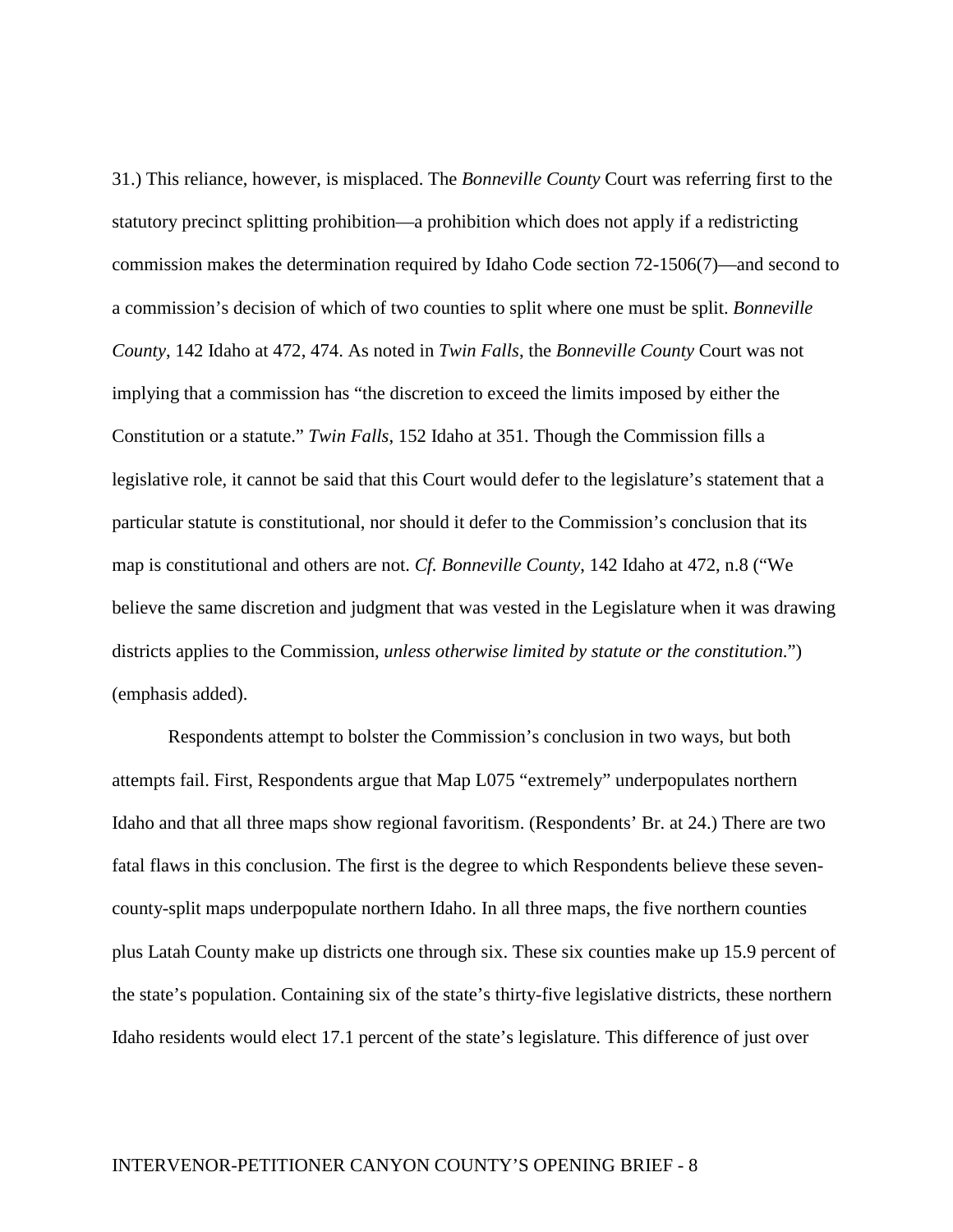31.) This reliance, however, is misplaced. The *Bonneville County* Court was referring first to the statutory precinct splitting prohibition—a prohibition which does not apply if a redistricting commission makes the determination required by Idaho Code section 72-1506(7)—and second to a commission's decision of which of two counties to split where one must be split. *Bonneville County*, 142 Idaho at 472, 474. As noted in *Twin Falls*, the *Bonneville County* Court was not implying that a commission has "the discretion to exceed the limits imposed by either the Constitution or a statute." *Twin Falls*, 152 Idaho at 351. Though the Commission fills a legislative role, it cannot be said that this Court would defer to the legislature's statement that a particular statute is constitutional, nor should it defer to the Commission's conclusion that its map is constitutional and others are not. *Cf. Bonneville County*, 142 Idaho at 472, n.8 ("We believe the same discretion and judgment that was vested in the Legislature when it was drawing districts applies to the Commission, *unless otherwise limited by statute or the constitution*.") (emphasis added).

Respondents attempt to bolster the Commission's conclusion in two ways, but both attempts fail. First, Respondents argue that Map L075 "extremely" underpopulates northern Idaho and that all three maps show regional favoritism. (Respondents' Br. at 24.) There are two fatal flaws in this conclusion. The first is the degree to which Respondents believe these seven-county-split maps underpopulate northern Idaho. In all three maps, the five northern counties plus Latah County make up districts one through six. These six counties make up 15.9 percent of the state's population. Containing six of the state's thirty-five legislative districts, these northern Idaho residents would elect 17.1 percent of the state's legislature. This difference of just over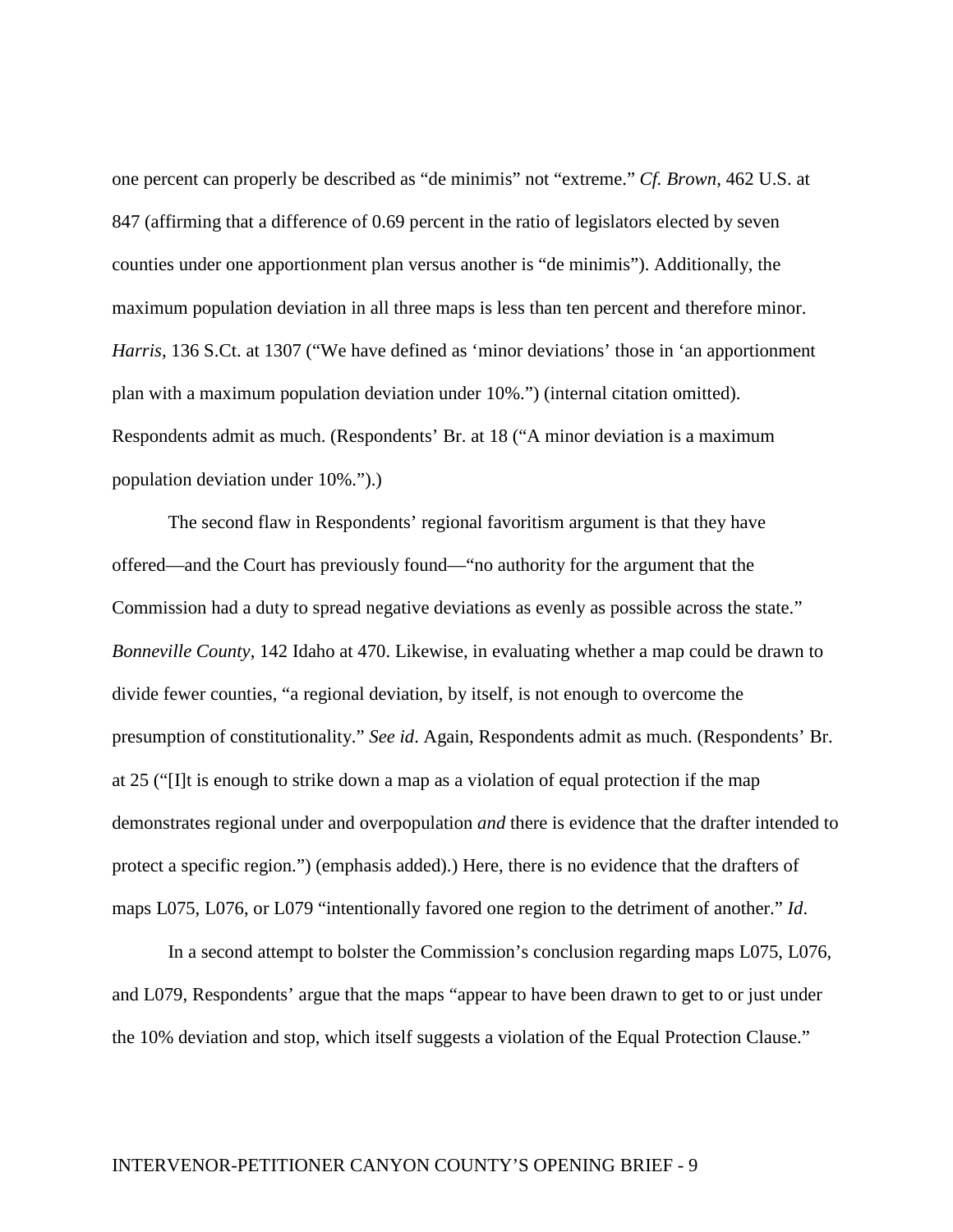one percent can properly be described as "de minimis" not "extreme." *Cf. Brown*, 462 U.S. at 847 (affirming that a difference of 0.69 percent in the ratio of legislators elected by seven counties under one apportionment plan versus another is "de minimis"). Additionally, the maximum population deviation in all three maps is less than ten percent and therefore minor. *Harris*, 136 S.Ct. at 1307 ("We have defined as 'minor deviations' those in 'an apportionment plan with a maximum population deviation under 10%.") (internal citation omitted). Respondents admit as much. (Respondents' Br. at 18 ("A minor deviation is a maximum population deviation under 10%.").)

The second flaw in Respondents' regional favoritism argument is that they have offered—and the Court has previously found—"no authority for the argument that the Commission had a duty to spread negative deviations as evenly as possible across the state." *Bonneville County*, 142 Idaho at 470. Likewise, in evaluating whether a map could be drawn to divide fewer counties, "a regional deviation, by itself, is not enough to overcome the presumption of constitutionality." *See id*. Again, Respondents admit as much. (Respondents' Br. at 25 ("[I]t is enough to strike down a map as a violation of equal protection if the map demonstrates regional under and overpopulation *and* there is evidence that the drafter intended to protect a specific region.") (emphasis added).) Here, there is no evidence that the drafters of maps L075, L076, or L079 "intentionally favored one region to the detriment of another." *Id*.

In a second attempt to bolster the Commission's conclusion regarding maps L075, L076, and L079, Respondents' argue that the maps "appear to have been drawn to get to or just under the 10% deviation and stop, which itself suggests a violation of the Equal Protection Clause."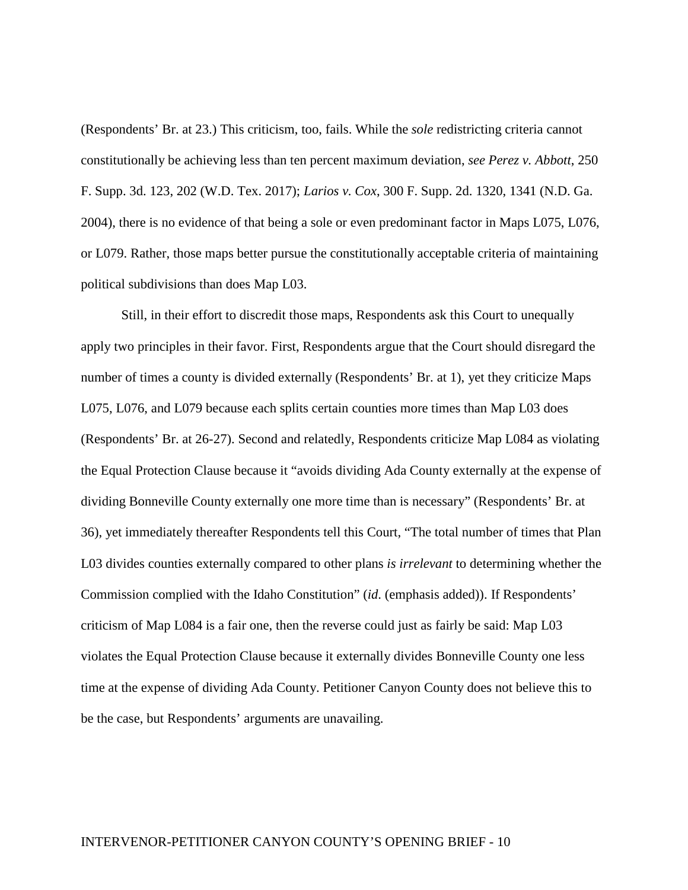(Respondents' Br. at 23.) This criticism, too, fails. While the *sole* redistricting criteria cannot constitutionally be achieving less than ten percent maximum deviation, *see Perez v. Abbott*, 250 F. Supp. 3d. 123, 202 (W.D. Tex. 2017); *Larios v. Cox*, 300 F. Supp. 2d. 1320, 1341 (N.D. Ga. 2004), there is no evidence of that being a sole or even predominant factor in Maps L075, L076, or L079. Rather, those maps better pursue the constitutionally acceptable criteria of maintaining political subdivisions than does Map L03.

Still, in their effort to discredit those maps, Respondents ask this Court to unequally apply two principles in their favor. First, Respondents argue that the Court should disregard the number of times a county is divided externally (Respondents' Br. at 1), yet they criticize Maps L075, L076, and L079 because each splits certain counties more times than Map L03 does (Respondents' Br. at 26-27). Second and relatedly, Respondents criticize Map L084 as violating the Equal Protection Clause because it "avoids dividing Ada County externally at the expense of dividing Bonneville County externally one more time than is necessary" (Respondents' Br. at 36), yet immediately thereafter Respondents tell this Court, "The total number of times that Plan L03 divides counties externally compared to other plans *is irrelevant* to determining whether the Commission complied with the Idaho Constitution" (*id*. (emphasis added)). If Respondents' criticism of Map L084 is a fair one, then the reverse could just as fairly be said: Map L03 violates the Equal Protection Clause because it externally divides Bonneville County one less time at the expense of dividing Ada County. Petitioner Canyon County does not believe this to be the case, but Respondents' arguments are unavailing.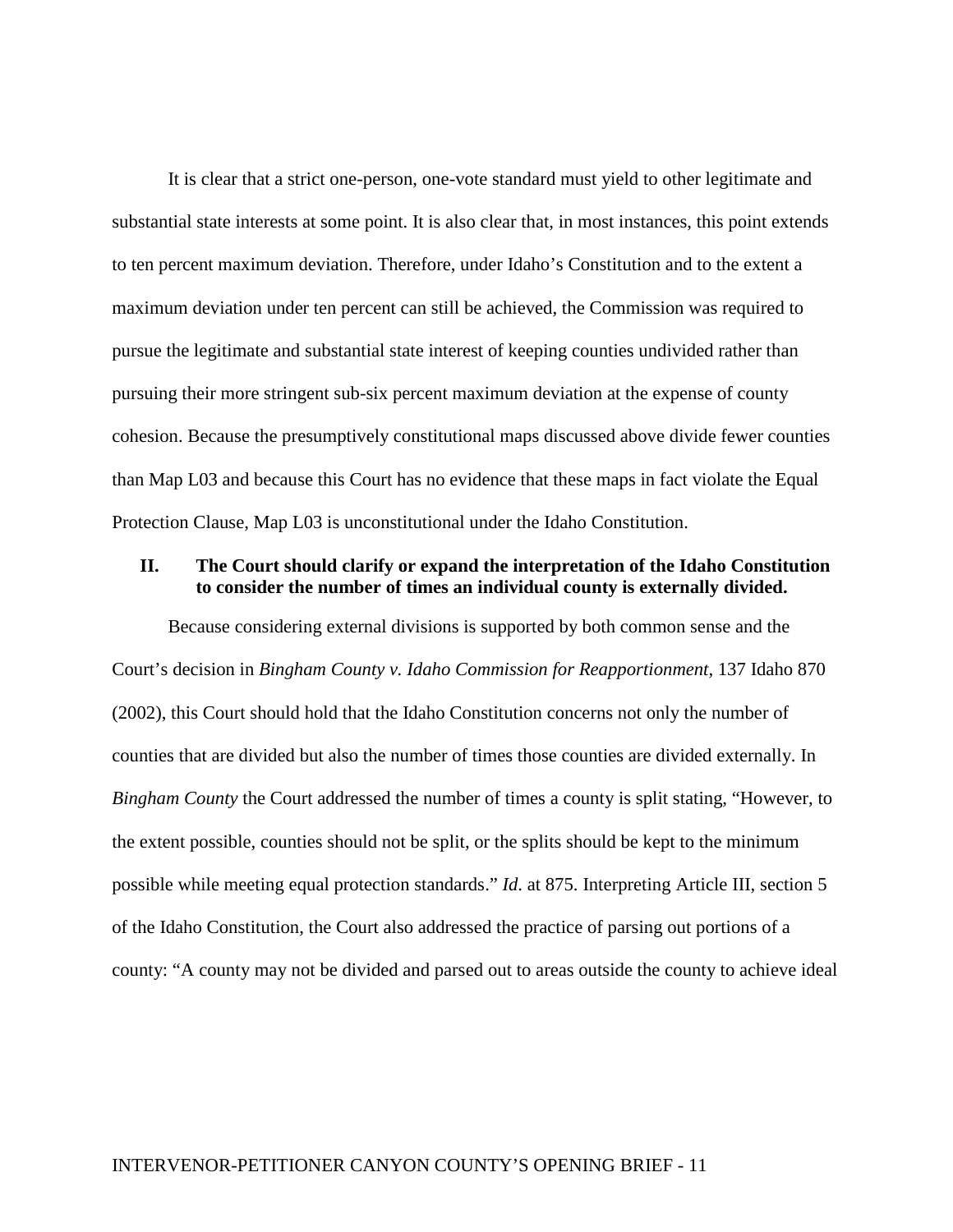It is clear that a strict one-person, one-vote standard must yield to other legitimate and substantial state interests at some point. It is also clear that, in most instances, this point extends to ten percent maximum deviation. Therefore, under Idaho's Constitution and to the extent a maximum deviation under ten percent can still be achieved, the Commission was required to pursue the legitimate and substantial state interest of keeping counties undivided rather than pursuing their more stringent sub-six percent maximum deviation at the expense of county cohesion. Because the presumptively constitutional maps discussed above divide fewer counties than Map L03 and because this Court has no evidence that these maps in fact violate the Equal Protection Clause, Map L03 is unconstitutional under the Idaho Constitution.

## II. The Court should clarify or expand the interpretation of the Idaho Constitution to consider the number of times an individual county is externally divided.

Because considering external divisions is supported by both common sense and the Court's decision in *Bingham County v. Idaho Commission for Reapportionment*, 137 Idaho 870 (2002), this Court should hold that the Idaho Constitution concerns not only the number of counties that are divided but also the number of times those counties are divided externally. In *Bingham County* the Court addressed the number of times a county is split stating, "However, to the extent possible, counties should not be split, or the splits should be kept to the minimum possible while meeting equal protection standards." *Id.* at 875. Interpreting Article III, section 5 of the Idaho Constitution, the Court also addressed the practice of parsing out portions of a county: "A county may not be divided and parsed out to areas outside the county to achieve ideal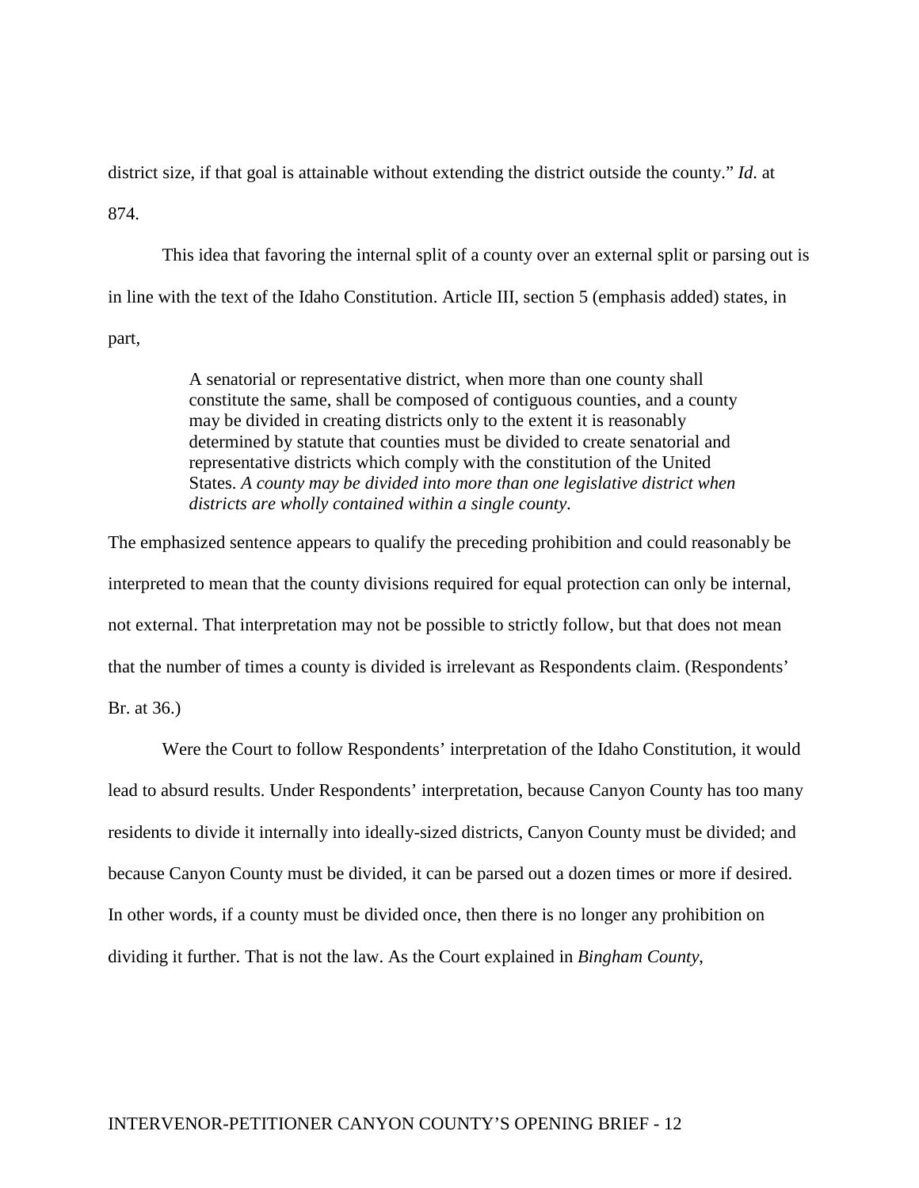district size, if that goal is attainable without extending the district outside the county." *Id*. at 874.

This idea that favoring the internal split of a county over an external split or parsing out is in line with the text of the Idaho Constitution. Article III, section 5 (emphasis added) states, in part,

> A senatorial or representative district, when more than one county shall constitute the same, shall be composed of contiguous counties, and a county may be divided in creating districts only to the extent it is reasonably determined by statute that counties must be divided to create senatorial and representative districts which comply with the constitution of the United States. *A county may be divided into more than one legislative district when districts are wholly contained within a single county*.

The emphasized sentence appears to qualify the preceding prohibition and could reasonably be interpreted to mean that the county divisions required for equal protection can only be internal, not external. That interpretation may not be possible to strictly follow, but that does not mean that the number of times a county is divided is irrelevant as Respondents claim. (Respondents' Br. at 36.)

Were the Court to follow Respondents' interpretation of the Idaho Constitution, it would lead to absurd results. Under Respondents' interpretation, because Canyon County has too many residents to divide it internally into ideally-sized districts, Canyon County must be divided; and because Canyon County must be divided, it can be parsed out a dozen times or more if desired. In other words, if a county must be divided once, then there is no longer any prohibition on dividing it further. That is not the law. As the Court explained in *Bingham County*,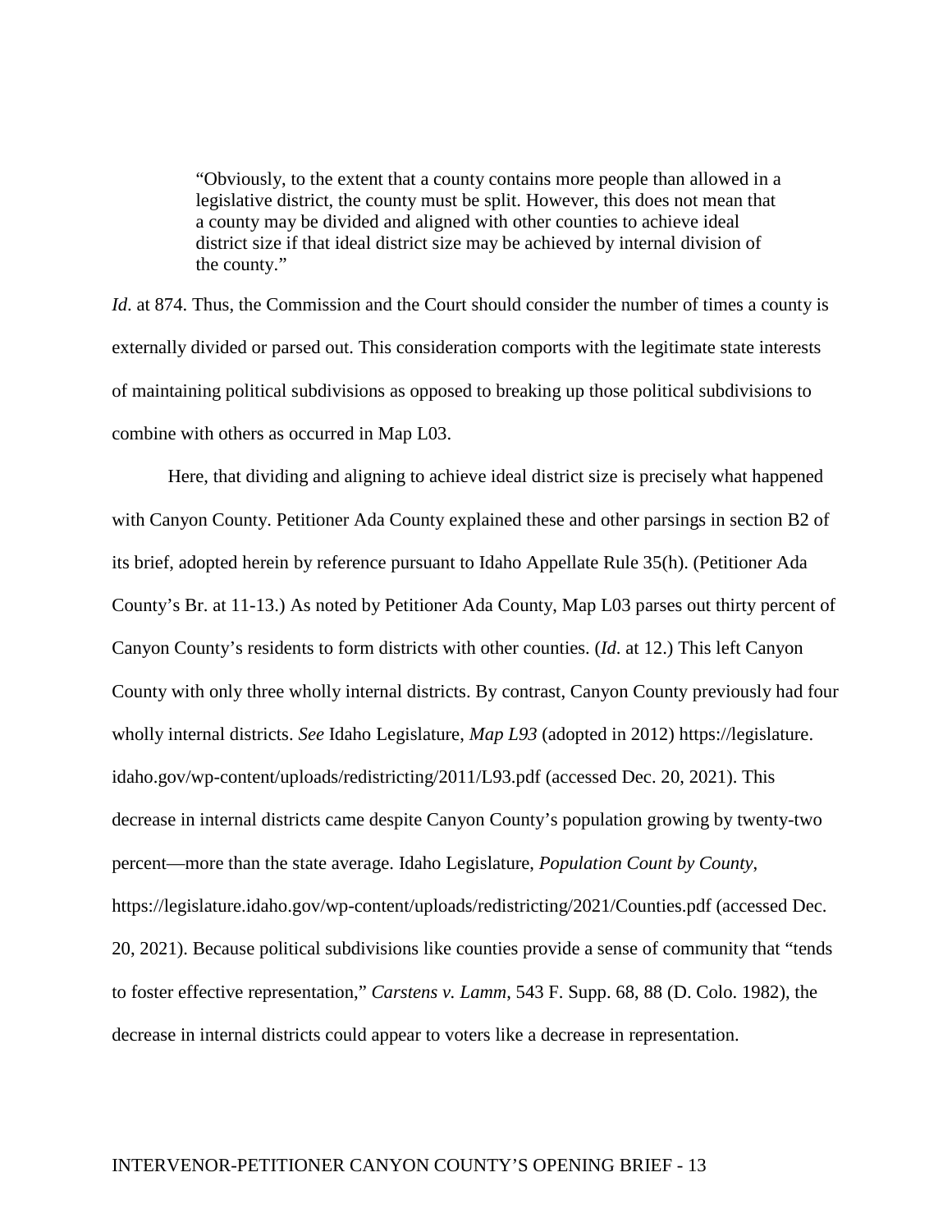> "Obviously, to the extent that a county contains more people than allowed in a legislative district, the county must be split. However, this does not mean that a county may be divided and aligned with other counties to achieve ideal district size if that ideal district size may be achieved by internal division of the county."

*Id*. at 874. Thus, the Commission and the Court should consider the number of times a county is externally divided or parsed out. This consideration comports with the legitimate state interests of maintaining political subdivisions as opposed to breaking up those political subdivisions to combine with others as occurred in Map L03.

Here, that dividing and aligning to achieve ideal district size is precisely what happened with Canyon County. Petitioner Ada County explained these and other parsings in section B2 of its brief, adopted herein by reference pursuant to Idaho Appellate Rule 35(h). (Petitioner Ada County's Br. at 11-13.) As noted by Petitioner Ada County, Map L03 parses out thirty percent of Canyon County's residents to form districts with other counties. (*Id*. at 12.) This left Canyon County with only three wholly internal districts. By contrast, Canyon County previously had four wholly internal districts. *See* Idaho Legislature, *Map L93* (adopted in 2012) https://legislature.idaho.gov/wp-content/uploads/redistricting/2011/L93.pdf (accessed Dec. 20, 2021). This decrease in internal districts came despite Canyon County's population growing by twenty-two percent—more than the state average. Idaho Legislature, *Population Count by County*, https://legislature.idaho.gov/wp-content/uploads/redistricting/2021/Counties.pdf (accessed Dec. 20, 2021). Because political subdivisions like counties provide a sense of community that "tends to foster effective representation," *Carstens v. Lamm*, 543 F. Supp. 68, 88 (D. Colo. 1982), the decrease in internal districts could appear to voters like a decrease in representation.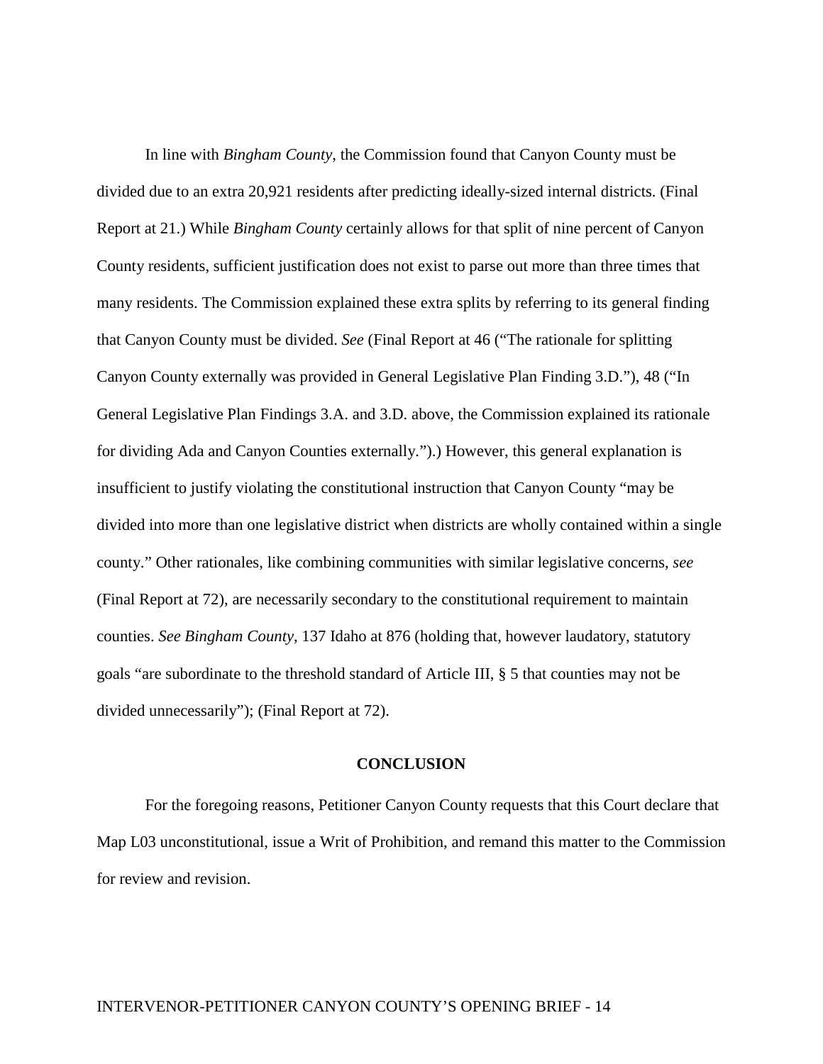In line with *Bingham County*, the Commission found that Canyon County must be divided due to an extra 20,921 residents after predicting ideally-sized internal districts. (Final Report at 21.) While *Bingham County* certainly allows for that split of nine percent of Canyon County residents, sufficient justification does not exist to parse out more than three times that many residents. The Commission explained these extra splits by referring to its general finding that Canyon County must be divided. *See* (Final Report at 46 ("The rationale for splitting Canyon County externally was provided in General Legislative Plan Finding 3.D."), 48 ("In General Legislative Plan Findings 3.A. and 3.D. above, the Commission explained its rationale for dividing Ada and Canyon Counties externally.").) However, this general explanation is insufficient to justify violating the constitutional instruction that Canyon County "may be divided into more than one legislative district when districts are wholly contained within a single county." Other rationales, like combining communities with similar legislative concerns, *see* (Final Report at 72), are necessarily secondary to the constitutional requirement to maintain counties. *See Bingham County*, 137 Idaho at 876 (holding that, however laudatory, statutory goals "are subordinate to the threshold standard of Article III, § 5 that counties may not be divided unnecessarily"); (Final Report at 72).

## CONCLUSION

For the foregoing reasons, Petitioner Canyon County requests that this Court declare that Map L03 unconstitutional, issue a Writ of Prohibition, and remand this matter to the Commission for review and revision.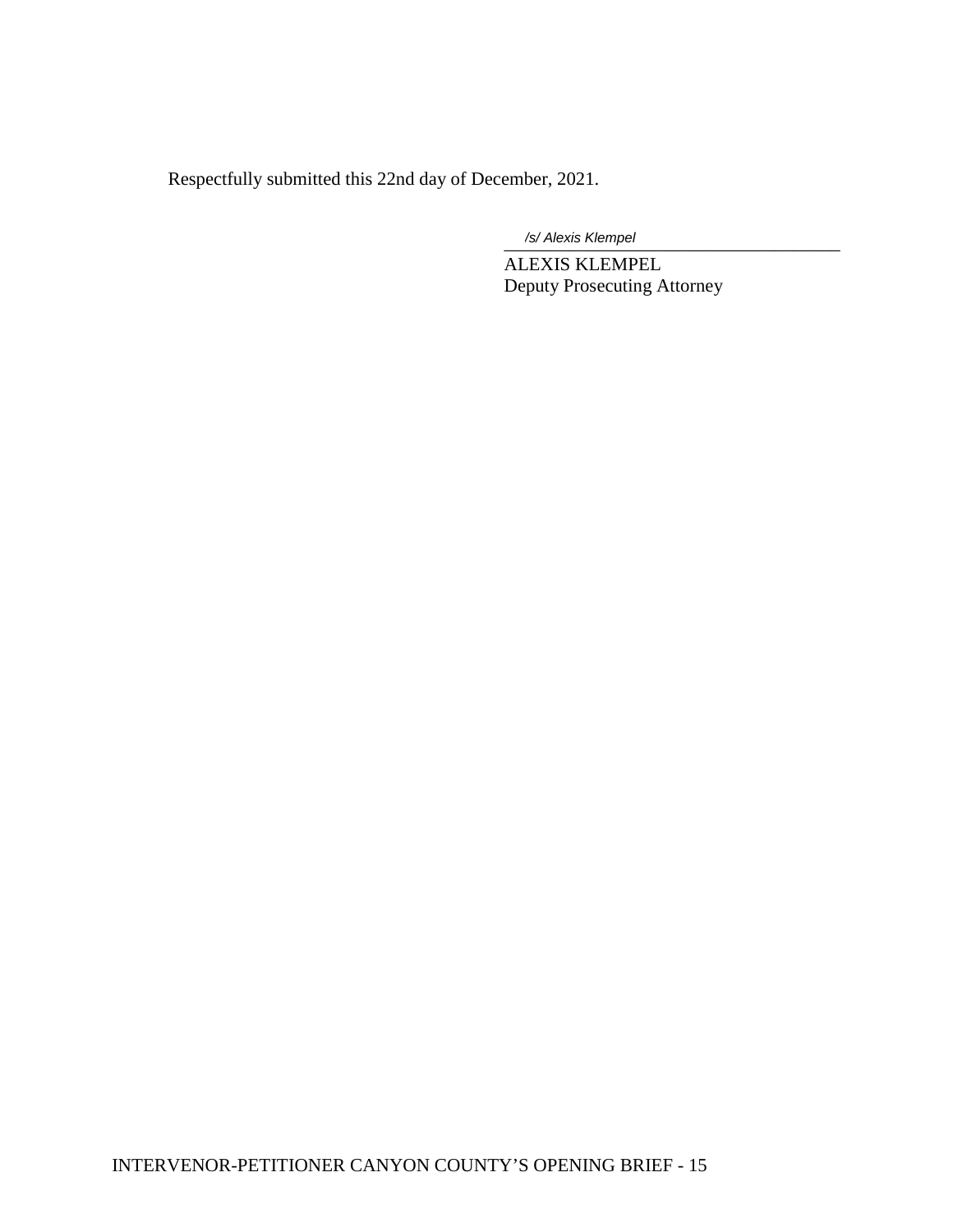Respectfully submitted this 22nd day of December, 2021.

*/s/ Alexis Klempel*

ALEXIS KLEMPEL
Deputy Prosecuting Attorney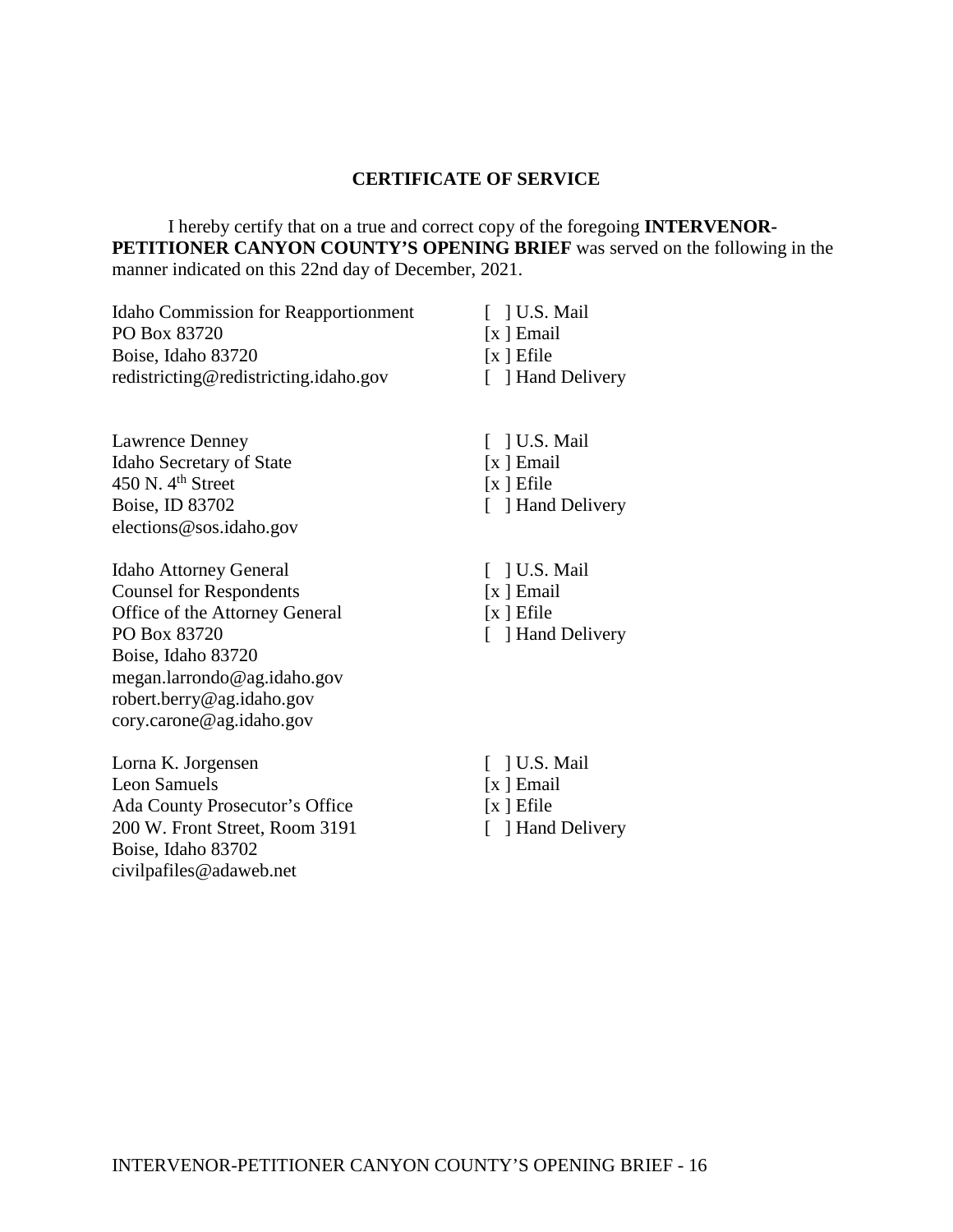## CERTIFICATE OF SERVICE

I hereby certify that on a true and correct copy of the foregoing **INTERVENOR-PETITIONER CANYON COUNTY'S OPENING BRIEF** was served on the following in the manner indicated on this 22nd day of December, 2021.

| | |
|---|---|
| Idaho Commission for Reapportionment<br>PO Box 83720<br>Boise, Idaho 83720<br>redistricting@redistricting.idaho.gov | [ ] U.S. Mail<br>[x ] Email<br>[x ] Efile<br>[ ] Hand Delivery |
| Lawrence Denney<br>Idaho Secretary of State<br>450 N. 4th Street<br>Boise, ID 83702<br>elections@sos.idaho.gov | [ ] U.S. Mail<br>[x ] Email<br>[x ] Efile<br>[ ] Hand Delivery |
| Idaho Attorney General<br>Counsel for Respondents<br>Office of the Attorney General<br>PO Box 83720<br>Boise, Idaho 83720<br>megan.larrondo@ag.idaho.gov<br>robert.berry@ag.idaho.gov<br>cory.carone@ag.idaho.gov | [ ] U.S. Mail<br>[x ] Email<br>[x ] Efile<br>[ ] Hand Delivery |
| Lorna K. Jorgensen<br>Leon Samuels<br>Ada County Prosecutor's Office<br>200 W. Front Street, Room 3191<br>Boise, Idaho 83702<br>civilpafiles@adaweb.net | [ ] U.S. Mail<br>[x ] Email<br>[x ] Efile<br>[ ] Hand Delivery |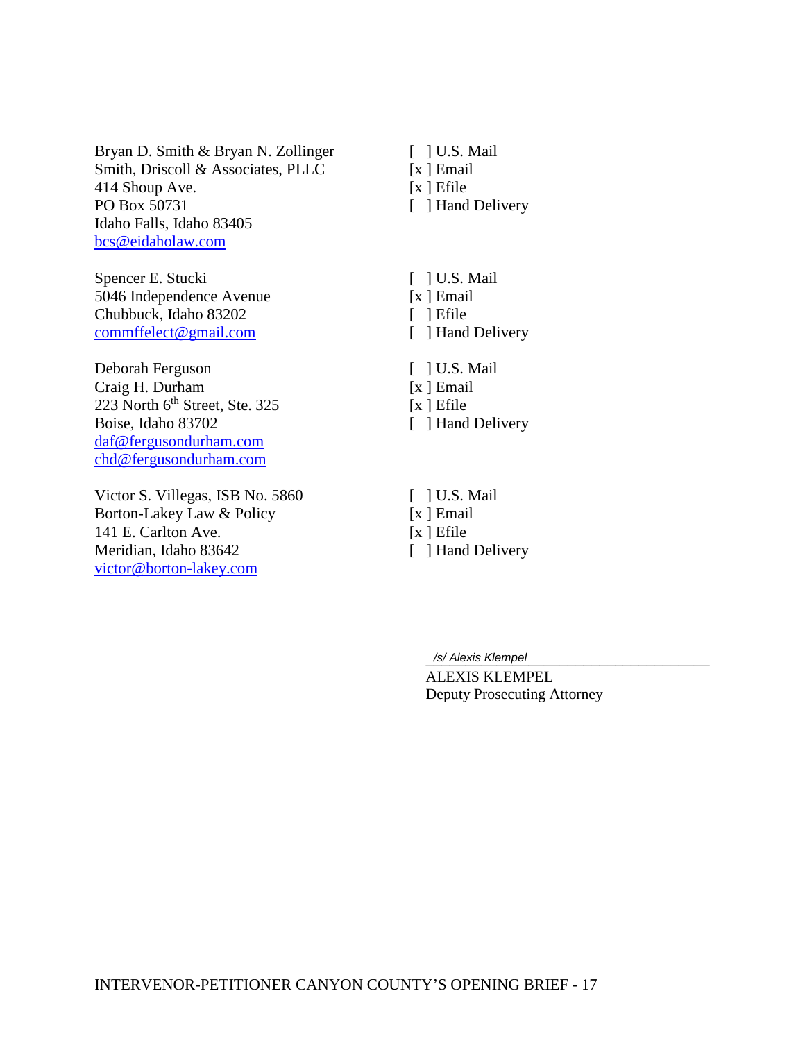Bryan D. Smith & Bryan N. Zollinger
Smith, Driscoll & Associates, PLLC
414 Shoup Ave.
PO Box 50731
Idaho Falls, Idaho 83405
bcs@eidaholaw.com

[ ] U.S. Mail
[x ] Email
[x ] Efile
[ ] Hand Delivery

Spencer E. Stucki
5046 Independence Avenue
Chubbuck, Idaho 83202
commffelect@gmail.com

[ ] U.S. Mail
[x ] Email
[ ] Efile
[ ] Hand Delivery

Deborah Ferguson
Craig H. Durham
223 North 6th Street, Ste. 325
Boise, Idaho 83702
daf@fergusondurham.com
chd@fergusondurham.com

[ ] U.S. Mail
[x ] Email
[x ] Efile
[ ] Hand Delivery

Victor S. Villegas, ISB No. 5860
Borton-Lakey Law & Policy
141 E. Carlton Ave.
Meridian, Idaho 83642
victor@borton-lakey.com

[ ] U.S. Mail
[x ] Email
[x ] Efile
[ ] Hand Delivery

/s/ Alexis Klempel
ALEXIS KLEMPEL
Deputy Prosecuting Attorney